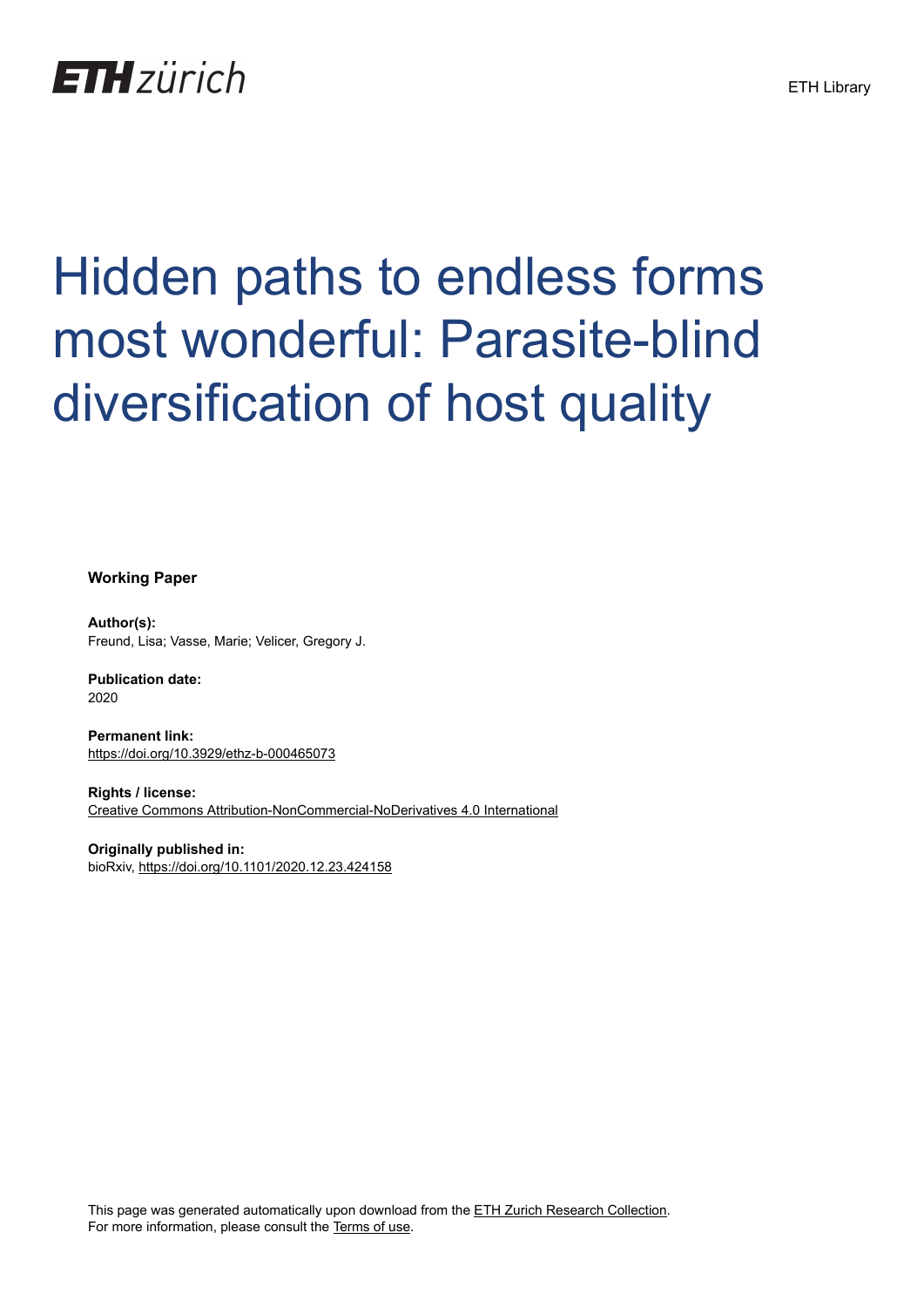ETH Library

# Hidden paths to endless forms most wonderful: Parasite-blind diversification of host quality

**Working Paper**

**Author(s):**
Freund, Lisa; Vasse, Marie; Velicer, Gregory J.

**Publication date:**
2020

**Permanent link:**
https://doi.org/10.3929/ethz-b-000465073

**Rights / license:**
Creative Commons Attribution-NonCommercial-NoDerivatives 4.0 International

**Originally published in:**
bioRxiv, https://doi.org/10.1101/2020.12.23.424158

This page was generated automatically upon download from the ETH Zurich Research Collection.
For more information, please consult the Terms of use.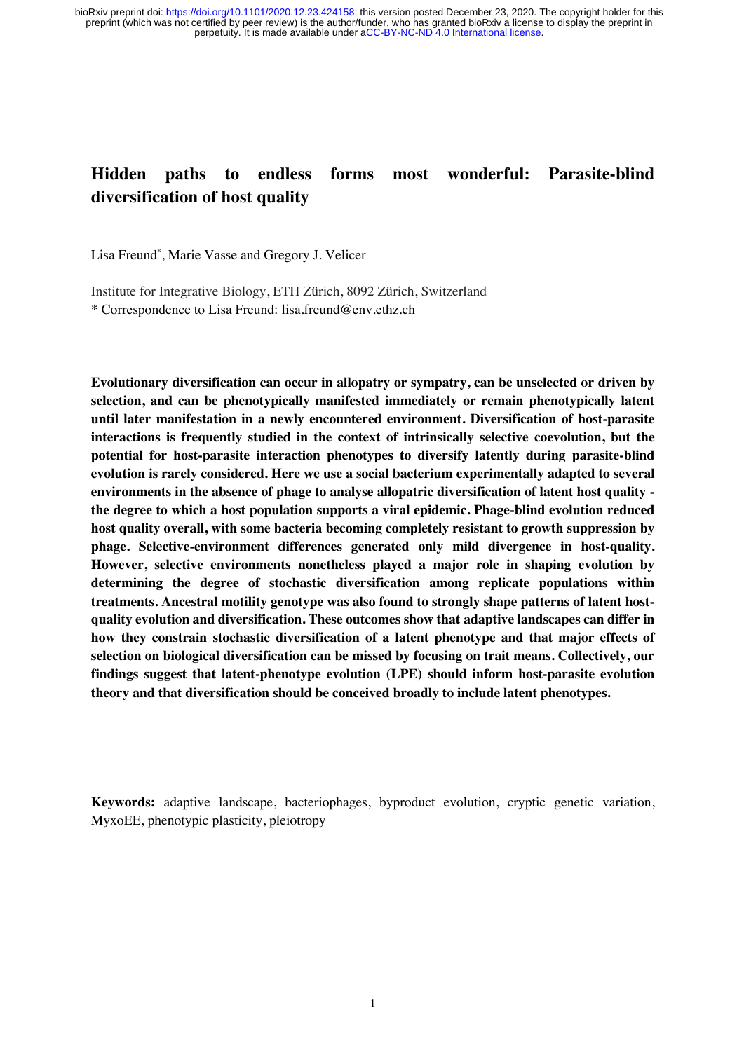# Hidden paths to endless forms most wonderful: Parasite-blind diversification of host quality

Lisa Freund[*], Marie Vasse and Gregory J. Velicer

Institute for Integrative Biology, ETH Zürich, 8092 Zürich, Switzerland

* Correspondence to Lisa Freund: lisa.freund@env.ethz.ch

**Evolutionary diversification can occur in allopatry or sympatry, can be unselected or driven by selection, and can be phenotypically manifested immediately or remain phenotypically latent until later manifestation in a newly encountered environment. Diversification of host-parasite interactions is frequently studied in the context of intrinsically selective coevolution, but the potential for host-parasite interaction phenotypes to diversify latently during parasite-blind evolution is rarely considered. Here we use a social bacterium experimentally adapted to several environments in the absence of phage to analyse allopatric diversification of latent host quality - the degree to which a host population supports a viral epidemic. Phage-blind evolution reduced host quality overall, with some bacteria becoming completely resistant to growth suppression by phage. Selective-environment differences generated only mild divergence in host-quality. However, selective environments nonetheless played a major role in shaping evolution by determining the degree of stochastic diversification among replicate populations within treatments. Ancestral motility genotype was also found to strongly shape patterns of latent host-quality evolution and diversification. These outcomes show that adaptive landscapes can differ in how they constrain stochastic diversification of a latent phenotype and that major effects of selection on biological diversification can be missed by focusing on trait means. Collectively, our findings suggest that latent-phenotype evolution (LPE) should inform host-parasite evolution theory and that diversification should be conceived broadly to include latent phenotypes.**

**Keywords:** adaptive landscape, bacteriophages, byproduct evolution, cryptic genetic variation, MyxoEE, phenotypic plasticity, pleiotropy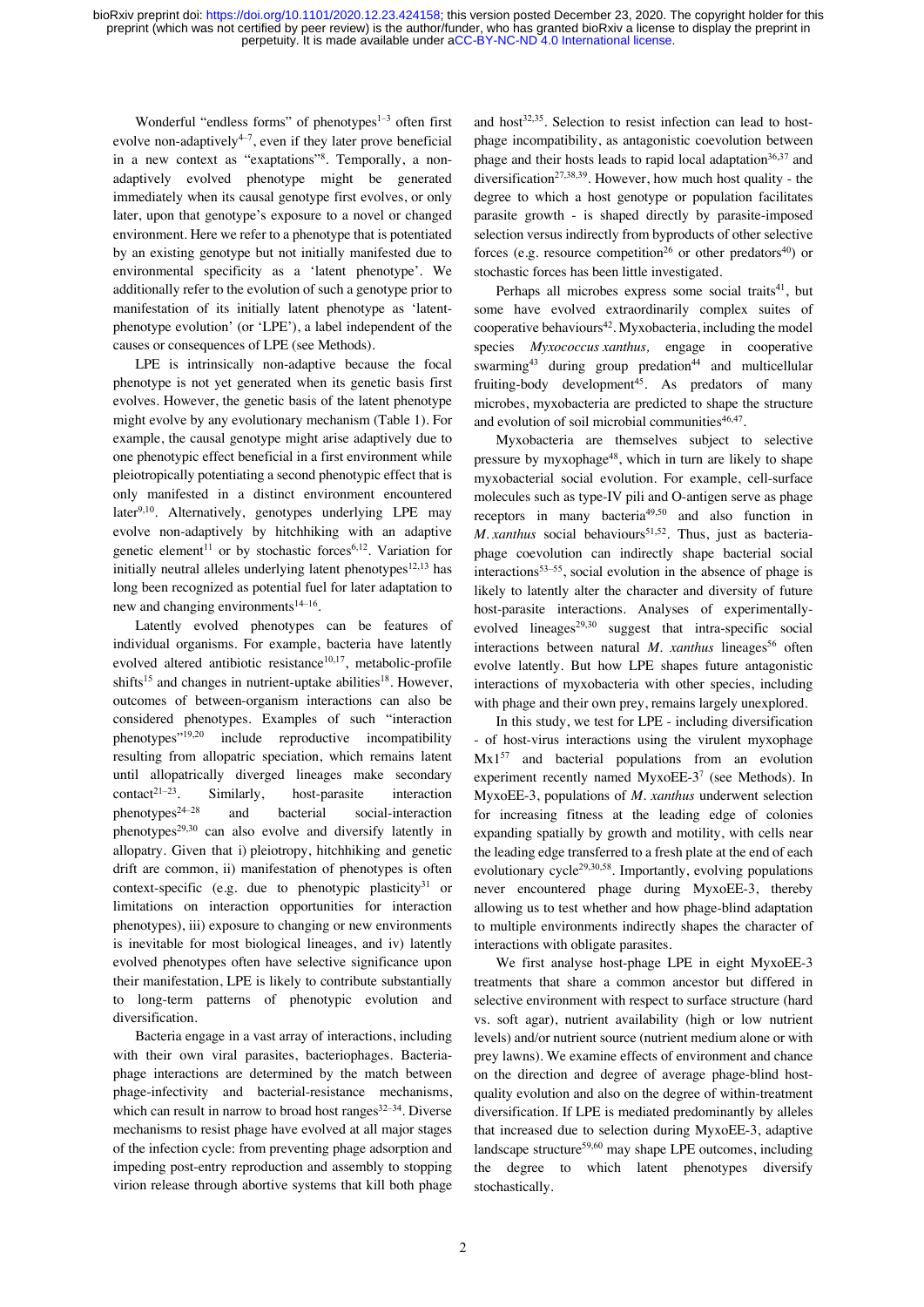Wonderful "endless forms" of phenotypes[1–3] often first evolve non-adaptively[4–7], even if they later prove beneficial in a new context as "exaptations"[8]. Temporally, a non-adaptively evolved phenotype might be generated immediately when its causal genotype first evolves, or only later, upon that genotype's exposure to a novel or changed environment. Here we refer to a phenotype that is potentiated by an existing genotype but not initially manifested due to environmental specificity as a 'latent phenotype'. We additionally refer to the evolution of such a genotype prior to manifestation of its initially latent phenotype as 'latent-phenotype evolution' (or 'LPE'), a label independent of the causes or consequences of LPE (see Methods).

LPE is intrinsically non-adaptive because the focal phenotype is not yet generated when its genetic basis first evolves. However, the genetic basis of the latent phenotype might evolve by any evolutionary mechanism (Table 1). For example, the causal genotype might arise adaptively due to one phenotypic effect beneficial in a first environment while pleiotropically potentiating a second phenotypic effect that is only manifested in a distinct environment encountered later[9,10]. Alternatively, genotypes underlying LPE may evolve non-adaptively by hitchhiking with an adaptive genetic element[11] or by stochastic forces[6,12]. Variation for initially neutral alleles underlying latent phenotypes[12,13] has long been recognized as potential fuel for later adaptation to new and changing environments[14–16].

Latently evolved phenotypes can be features of individual organisms. For example, bacteria have latently evolved altered antibiotic resistance[10,17], metabolic-profile shifts[15] and changes in nutrient-uptake abilities[18]. However, outcomes of between-organism interactions can also be considered phenotypes. Examples of such "interaction phenotypes"[19,20] include reproductive incompatibility resulting from allopatric speciation, which remains latent until allopatrically diverged lineages make secondary contact[21–23]. Similarly, host-parasite interaction phenotypes[24–28] and bacterial social-interaction phenotypes[29,30] can also evolve and diversify latently in allopatry. Given that i) pleiotropy, hitchhiking and genetic drift are common, ii) manifestation of phenotypes is often context-specific (e.g. due to phenotypic plasticity[31] or limitations on interaction opportunities for interaction phenotypes), iii) exposure to changing or new environments is inevitable for most biological lineages, and iv) latently evolved phenotypes often have selective significance upon their manifestation, LPE is likely to contribute substantially to long-term patterns of phenotypic evolution and diversification.

Bacteria engage in a vast array of interactions, including with their own viral parasites, bacteriophages. Bacteria-phage interactions are determined by the match between phage-infectivity and bacterial-resistance mechanisms, which can result in narrow to broad host ranges[32–34]. Diverse mechanisms to resist phage have evolved at all major stages of the infection cycle: from preventing phage adsorption and impeding post-entry reproduction and assembly to stopping virion release through abortive systems that kill both phage and host[32,35]. Selection to resist infection can lead to host-phage incompatibility, as antagonistic coevolution between phage and their hosts leads to rapid local adaptation[36,37] and diversification[27,38,39]. However, how much host quality - the degree to which a host genotype or population facilitates parasite growth - is shaped directly by parasite-imposed selection versus indirectly from byproducts of other selective forces (e.g. resource competition[26] or other predators[40]) or stochastic forces has been little investigated.

Perhaps all microbes express some social traits[41], but some have evolved extraordinarily complex suites of cooperative behaviours[42]. Myxobacteria, including the model species *Myxococcus xanthus,* engage in cooperative swarming[43] during group predation[44] and multicellular fruiting-body development[45]. As predators of many microbes, myxobacteria are predicted to shape the structure and evolution of soil microbial communities[46,47].

Myxobacteria are themselves subject to selective pressure by myxophage[48], which in turn are likely to shape myxobacterial social evolution. For example, cell-surface molecules such as type-IV pili and O-antigen serve as phage receptors in many bacteria[49,50] and also function in *M. xanthus* social behaviours[51,52]. Thus, just as bacteria-phage coevolution can indirectly shape bacterial social interactions[53–55], social evolution in the absence of phage is likely to latently alter the character and diversity of future host-parasite interactions. Analyses of experimentally-evolved lineages[29,30] suggest that intra-specific social interactions between natural *M. xanthus* lineages[56] often evolve latently. But how LPE shapes future antagonistic interactions of myxobacteria with other species, including with phage and their own prey, remains largely unexplored.

In this study, we test for LPE - including diversification - of host-virus interactions using the virulent myxophage Mx1[57] and bacterial populations from an evolution experiment recently named MyxoEE-3[7] (see Methods). In MyxoEE-3, populations of *M. xanthus* underwent selection for increasing fitness at the leading edge of colonies expanding spatially by growth and motility, with cells near the leading edge transferred to a fresh plate at the end of each evolutionary cycle[29,30,58]. Importantly, evolving populations never encountered phage during MyxoEE-3, thereby allowing us to test whether and how phage-blind adaptation to multiple environments indirectly shapes the character of interactions with obligate parasites.

We first analyse host-phage LPE in eight MyxoEE-3 treatments that share a common ancestor but differed in selective environment with respect to surface structure (hard vs. soft agar), nutrient availability (high or low nutrient levels) and/or nutrient source (nutrient medium alone or with prey lawns). We examine effects of environment and chance on the direction and degree of average phage-blind host-quality evolution and also on the degree of within-treatment diversification. If LPE is mediated predominantly by alleles that increased due to selection during MyxoEE-3, adaptive landscape structure[59,60] may shape LPE outcomes, including the degree to which latent phenotypes diversify stochastically.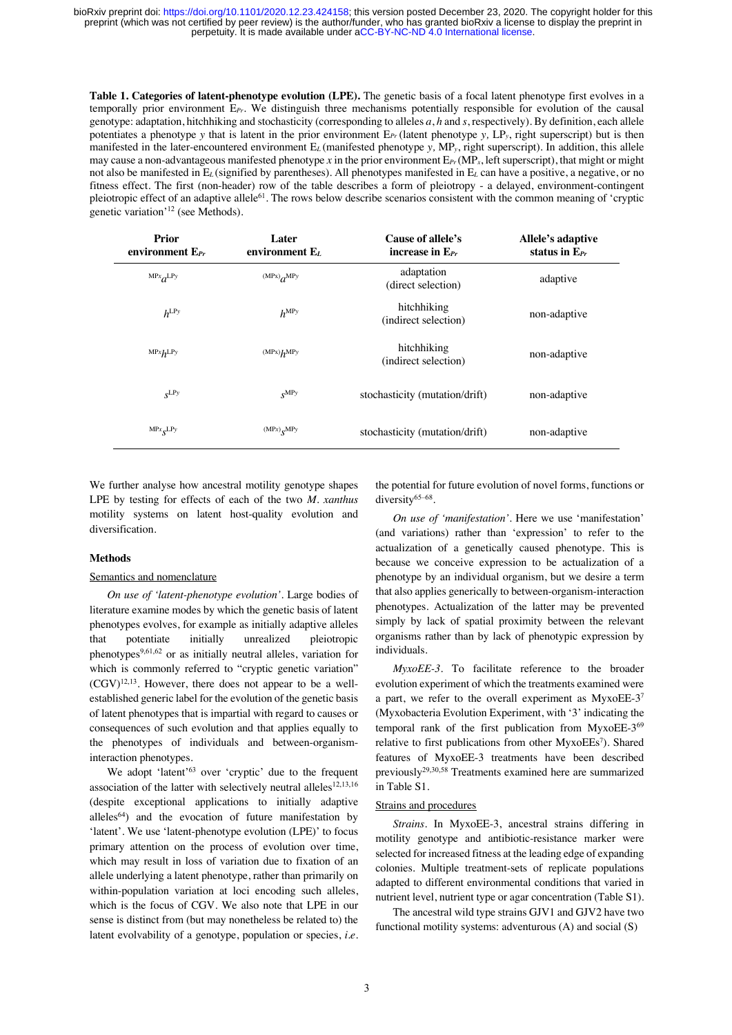**Table 1. Categories of latent-phenotype evolution (LPE).** The genetic basis of a focal latent phenotype first evolves in a temporally prior environment $E_{Pr}$. We distinguish three mechanisms potentially responsible for evolution of the causal genotype: adaptation, hitchhiking and stochasticity (corresponding to alleles *a*, *h* and *s*, respectively). By definition, each allele potentiates a phenotype *y* that is latent in the prior environment $E_{Pr}$ (latent phenotype *y*, $LP_y$, right superscript) but is then manifested in the later-encountered environment $E_L$ (manifested phenotype *y*, $MP_y$, right superscript). In addition, this allele may cause a non-advantageous manifested phenotype *x* in the prior environment $E_{Pr}$ ($MP_x$, left superscript), that might or might not also be manifested in $E_L$ (signified by parentheses). All phenotypes manifested in $E_L$ can have a positive, a negative, or no fitness effect. The first (non-header) row of the table describes a form of pleiotropy - a delayed, environment-contingent pleiotropic effect of an adaptive allele[61]. The rows below describe scenarios consistent with the common meaning of 'cryptic genetic variation'[12] (see Methods).

| Prior environment $E_{Pr}$ | Later environment $E_L$ | Cause of allele's increase in $E_{Pr}$ | Allele's adaptive status in $E_{Pr}$ |
|---|---|---|---|
| ${}^{MPx}a^{LPy}$ | ${}^{(MPx)}a^{MPy}$ | adaptation (direct selection) | adaptive |
| $h^{LPy}$ | $h^{MPy}$ | hitchhiking (indirect selection) | non-adaptive |
| ${}^{MPx}h^{LPy}$ | ${}^{(MPx)}h^{MPy}$ | hitchhiking (indirect selection) | non-adaptive |
| $s^{LPy}$ | $s^{MPy}$ | stochasticity (mutation/drift) | non-adaptive |
| ${}^{MPx}s^{LPy}$ | ${}^{(MPx)}s^{MPy}$ | stochasticity (mutation/drift) | non-adaptive |

We further analyse how ancestral motility genotype shapes LPE by testing for effects of each of the two *M. xanthus* motility systems on latent host-quality evolution and diversification.

## Methods

### Semantics and nomenclature

*On use of 'latent-phenotype evolution'.* Large bodies of literature examine modes by which the genetic basis of latent phenotypes evolves, for example as initially adaptive alleles that potentiate initially unrealized pleiotropic phenotypes[9,61,62] or as initially neutral alleles, variation for which is commonly referred to "cryptic genetic variation" (CGV)[12,13]. However, there does not appear to be a well-established generic label for the evolution of the genetic basis of latent phenotypes that is impartial with regard to causes or consequences of such evolution and that applies equally to the phenotypes of individuals and between-organism-interaction phenotypes.

We adopt 'latent'[63] over 'cryptic' due to the frequent association of the latter with selectively neutral alleles[12,13,16] (despite exceptional applications to initially adaptive alleles[64]) and the evocation of future manifestation by 'latent'. We use 'latent-phenotype evolution (LPE)' to focus primary attention on the process of evolution over time, which may result in loss of variation due to fixation of an allele underlying a latent phenotype, rather than primarily on within-population variation at loci encoding such alleles, which is the focus of CGV. We also note that LPE in our sense is distinct from (but may nonetheless be related to) the latent evolvability of a genotype, population or species, *i.e.* the potential for future evolution of novel forms, functions or diversity[65–68].

*On use of 'manifestation'.* Here we use 'manifestation' (and variations) rather than 'expression' to refer to the actualization of a genetically caused phenotype. This is because we conceive expression to be actualization of a phenotype by an individual organism, but we desire a term that also applies generically to between-organism-interaction phenotypes. Actualization of the latter may be prevented simply by lack of spatial proximity between the relevant organisms rather than by lack of phenotypic expression by individuals.

*MyxoEE-3.* To facilitate reference to the broader evolution experiment of which the treatments examined were a part, we refer to the overall experiment as MyxoEE-3[7] (Myxobacteria Evolution Experiment, with '3' indicating the temporal rank of the first publication from MyxoEE-3[69] relative to first publications from other MyxoEEs[7]). Shared features of MyxoEE-3 treatments have been described previously[29,30,58] Treatments examined here are summarized in Table S1.

### Strains and procedures

*Strains.* In MyxoEE-3, ancestral strains differing in motility genotype and antibiotic-resistance marker were selected for increased fitness at the leading edge of expanding colonies. Multiple treatment-sets of replicate populations adapted to different environmental conditions that varied in nutrient level, nutrient type or agar concentration (Table S1).

The ancestral wild type strains GJV1 and GJV2 have two functional motility systems: adventurous (A) and social (S)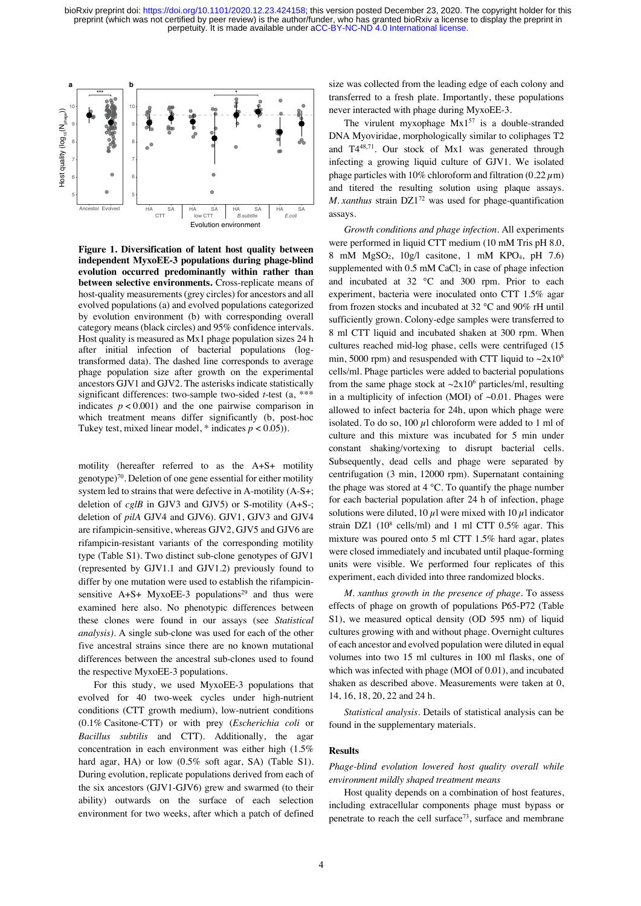**Figure 1. Diversification of latent host quality between independent MyxoEE-3 populations during phage-blind evolution occurred predominantly within rather than between selective environments.** Cross-replicate means of host-quality measurements (grey circles) for ancestors and all evolved populations (a) and evolved populations categorized by evolution environment (b) with corresponding overall category means (black circles) and 95% confidence intervals. Host quality is measured as Mx1 phage population sizes 24 h after initial infection of bacterial populations (log-transformed data). The dashed line corresponds to average phage population size after growth on the experimental ancestors GJV1 and GJV2. The asterisks indicate statistically significant differences: two-sided *t*-test (a, *** indicates $p < 0.001$) and the one pairwise comparison in which treatment means differ significantly (b, post-hoc Tukey test, mixed linear model, * indicates $p < 0.05$)).

motility (hereafter referred to as the A+S+ motility genotype)[70]. Deletion of one gene essential for either motility system led to strains that were defective in A-motility (A-S+; deletion of *cglB* in GJV3 and GJV5) or S-motility (A+S-; deletion of *pilA* GJV4 and GJV6). GJV1, GJV3 and GJV4 are rifampicin-sensitive, whereas GJV2, GJV5 and GJV6 are rifampicin-resistant variants of the corresponding motility type (Table S1). Two distinct sub-clone genotypes of GJV1 (represented by GJV1.1 and GJV1.2) previously found to differ by one mutation were used to establish the rifampicin-sensitive A+S+ MyxoEE-3 populations[29] and thus were examined here also. No phenotypic differences between these clones were found in our assays (see *Statistical analysis)*. A single sub-clone was used for each of the other five ancestral strains since there are no known mutational differences between the ancestral sub-clones used to found the respective MyxoEE-3 populations.

For this study, we used MyxoEE-3 populations that evolved for 40 two-week cycles under high-nutrient conditions (CTT growth medium), low-nutrient conditions (0.1% Casitone-CTT) or with prey (*Escherichia coli* or *Bacillus subtilis* and CTT). Additionally, the agar concentration in each environment was either high (1.5% hard agar, HA) or low (0.5% soft agar, SA) (Table S1). During evolution, replicate populations derived from each of the six ancestors (GJV1-GJV6) grew and swarmed (to their ability) outwards on the surface of each selection environment for two weeks, after which a patch of defined size was collected from the leading edge of each colony and transferred to a fresh plate. Importantly, these populations never interacted with phage during MyxoEE-3.

The virulent myxophage Mx1[57] is a double-stranded DNA Myoviridae, morphologically similar to coliphages T2 and T4[48,71]. Our stock of Mx1 was generated through infecting a growing liquid culture of GJV1. We isolated phage particles with 10% chloroform and filtration (0.22 $\mu$m) and titered the resulting solution using plaque assays. *M. xanthus* strain DZ1[72] was used for phage-quantification assays.

*Growth conditions and phage infection*. All experiments were performed in liquid CTT medium (10 mM Tris pH 8.0, 8 mM $MgSO_2$, 10g/l casitone, 1 mM $KPO_4$, pH 7.6) supplemented with 0.5 mM $CaCl_2$ in case of phage infection and incubated at 32 °C and 300 rpm. Prior to each experiment, bacteria were inoculated onto CTT 1.5% agar from frozen stocks and incubated at 32 °C and 90% rH until sufficiently grown. Colony-edge samples were transferred to 8 ml CTT liquid and incubated shaken at 300 rpm. When cultures reached mid-log phase, cells were centrifuged (15 min, 5000 rpm) and resuspended with CTT liquid to ~$2 \times 10^8$ cells/ml. Phage particles were added to bacterial populations from the same phage stock at ~$2 \times 10^6$ particles/ml, resulting in a multiplicity of infection (MOI) of ~0.01. Phages were allowed to infect bacteria for 24h, upon which phage were isolated. To do so, 100 $\mu$l chloroform were added to 1 ml of culture and this mixture was incubated for 5 min under constant shaking/vortexing to disrupt bacterial cells. Subsequently, dead cells and phage were separated by centrifugation (3 min, 12000 rpm). Supernatant containing the phage was stored at 4 °C. To quantify the phage number for each bacterial population after 24 h of infection, phage solutions were diluted, 10 $\mu$l were mixed with 10 $\mu$l indicator strain DZ1 ($10^8$ cells/ml) and 1 ml CTT 0.5% agar. This mixture was poured onto 5 ml CTT 1.5% hard agar, plates were closed immediately and incubated until plaque-forming units were visible. We performed four replicates of this experiment, each divided into three randomized blocks.

*M. xanthus growth in the presence of phage*. To assess effects of phage on growth of populations P65-P72 (Table S1), we measured optical density (OD 595 nm) of liquid cultures growing with and without phage. Overnight cultures of each ancestor and evolved population were diluted in equal volumes into two 15 ml cultures in 100 ml flasks, one of which was infected with phage (MOI of 0.01), and incubated shaken as described above. Measurements were taken at 0, 14, 16, 18, 20, 22 and 24 h.

*Statistical analysis*. Details of statistical analysis can be found in the supplementary materials.

## Results

*Phage-blind evolution lowered host quality overall while environment mildly shaped treatment means*

Host quality depends on a combination of host features, including extracellular components phage must bypass or penetrate to reach the cell surface[73], surface and membrane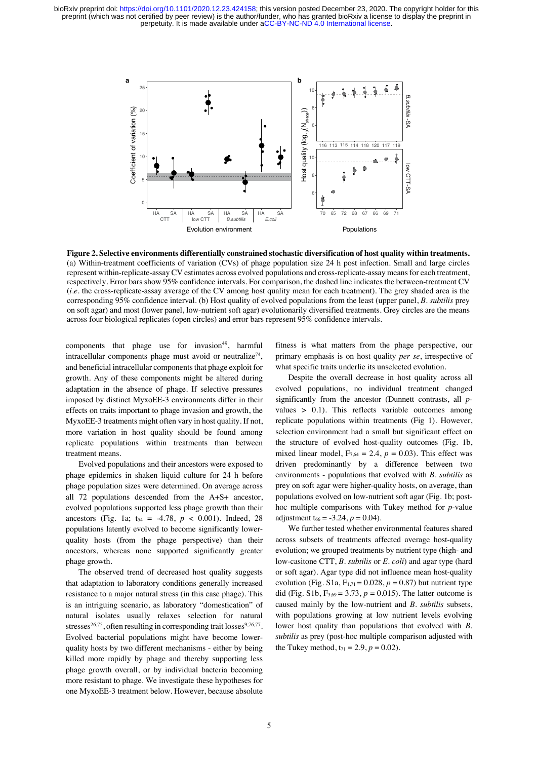**Figure 2. Selective environments differentially constrained stochastic diversification of host quality within treatments.** (a) Within-treatment coefficients of variation (CVs) of phage population size 24 h post infection. Small and large circles represent within-replicate-assay CV estimates across evolved populations and cross-replicate-assay means for each treatment, respectively. Error bars show 95% confidence intervals. For comparison, the dashed line indicates the between-treatment CV (*i.e*. the cross-replicate-assay average of the CV among host quality mean for each treatment). The grey shaded area is the corresponding 95% confidence interval. (b) Host quality of evolved populations from the least (upper panel, *B. subtilis* prey on soft agar) and most (lower panel, low-nutrient soft agar) evolutionarily diversified treatments. Grey circles are the means across four biological replicates (open circles) and error bars represent 95% confidence intervals.

components that phage use for invasion[49], harmful intracellular components phage must avoid or neutralize[74], and beneficial intracellular components that phage exploit for growth. Any of these components might be altered during adaptation in the absence of phage. If selective pressures imposed by distinct MyxoEE-3 environments differ in their effects on traits important to phage invasion and growth, the MyxoEE-3 treatments might often vary in host quality. If not, more variation in host quality should be found among replicate populations within treatments than between treatment means.

Evolved populations and their ancestors were exposed to phage epidemics in shaken liquid culture for 24 h before phage population sizes were determined. On average across all 72 populations descended from the A+S+ ancestor, evolved populations supported less phage growth than their ancestors (Fig. 1a; $t_{54}$ = -4.78, $p$ < 0.001). Indeed, 28 populations latently evolved to become significantly lower-quality hosts (from the phage perspective) than their ancestors, whereas none supported significantly greater phage growth.

The observed trend of decreased host quality suggests that adaptation to laboratory conditions generally increased resistance to a major natural stress (in this case phage). This is an intriguing scenario, as laboratory "domestication" of natural isolates usually relaxes selection for natural stresses[26,75], often resulting in corresponding trait losses[9,76,77]. Evolved bacterial populations might have become lower-quality hosts by two different mechanisms - either by being killed more rapidly by phage and thereby supporting less phage growth overall, or by individual bacteria becoming more resistant to phage. We investigate these hypotheses for one MyxoEE-3 treatment below. However, because absolute fitness is what matters from the phage perspective, our primary emphasis is on host quality *per se*, irrespective of what specific traits underlie its unselected evolution.

Despite the overall decrease in host quality across all evolved populations, no individual treatment changed significantly from the ancestor (Dunnett contrasts, all $p$-values > 0.1). This reflects variable outcomes among replicate populations within treatments (Fig 1). However, selection environment had a small but significant effect on the structure of evolved host-quality outcomes (Fig. 1b, mixed linear model, $F_{7,64}$ = 2.4, $p$ = 0.03). This effect was driven predominantly by a difference between two environments - populations that evolved with *B. subtilis* as prey on soft agar were higher-quality hosts, on average, than populations evolved on low-nutrient soft agar (Fig. 1b; post-hoc multiple comparisons with Tukey method for $p$-value adjustment $t_{66}$ = -3.24, $p$ = 0.04).

We further tested whether environmental features shared across subsets of treatments affected average host-quality evolution; we grouped treatments by nutrient type (high- and low-casitone CTT, *B. subtilis* or *E. coli*) and agar type (hard or soft agar). Agar type did not influence mean host-quality evolution (Fig. S1a, $F_{1,71}$ = 0.028, $p$ = 0.87) but nutrient type did (Fig. S1b, $F_{3,69}$ = 3.73, $p$ = 0.015). The latter outcome is caused mainly by the low-nutrient and *B. subtilis* subsets, with populations growing at low nutrient levels evolving lower host quality than populations that evolved with *B. subtilis* as prey (post-hoc multiple comparison adjusted with the Tukey method, $t_{71}$ = 2.9, $p$ = 0.02).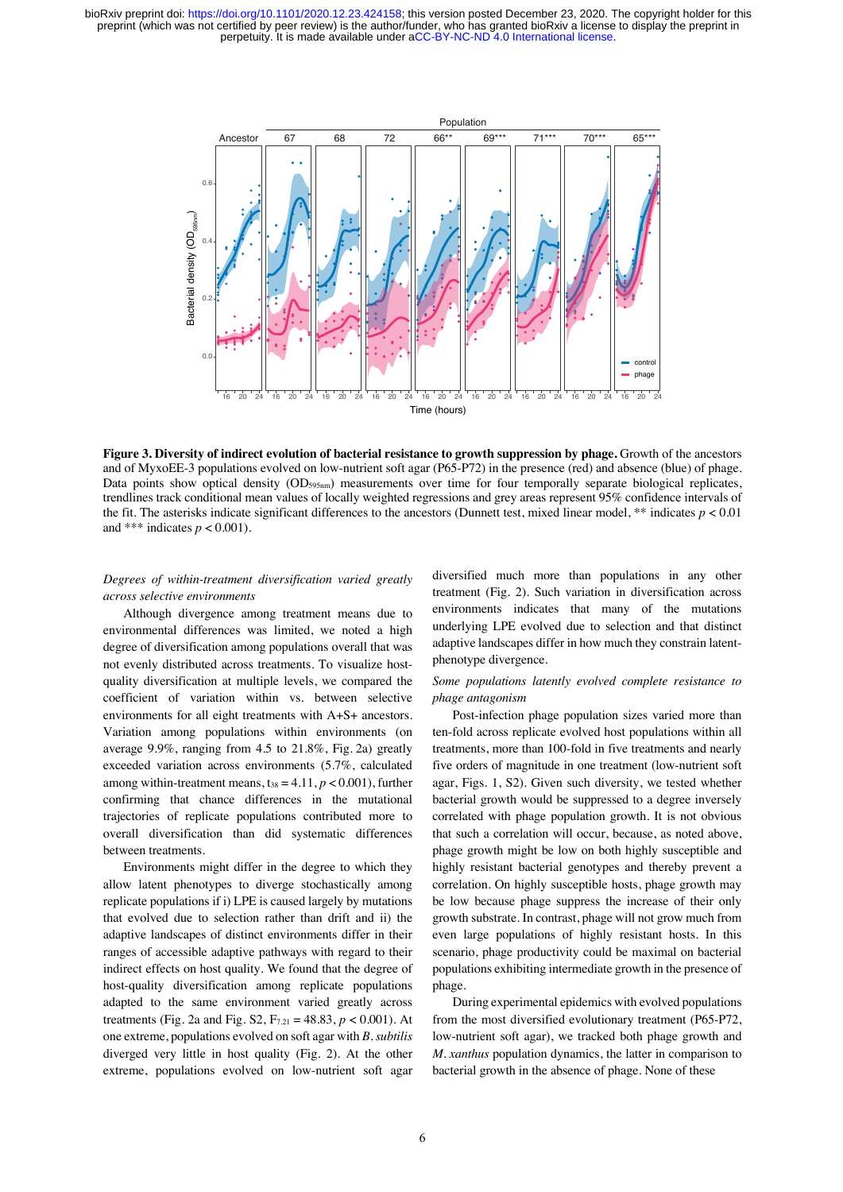**Figure 3. Diversity of indirect evolution of bacterial resistance to growth suppression by phage.** Growth of the ancestors and of MyxoEE-3 populations evolved on low-nutrient soft agar (P65-P72) in the presence (red) and absence (blue) of phage. Data points show optical density ($OD_{595nm}$) measurements over time for four temporally separate biological replicates, trendlines track conditional mean values of locally weighted regressions and grey areas represent 95% confidence intervals of the fit. The asterisks indicate significant differences to the ancestors (Dunnett test, mixed linear model, ** indicates $p < 0.01$ and *** indicates $p < 0.001$).

*Degrees of within-treatment diversification varied greatly across selective environments*

Although divergence among treatment means due to environmental differences was limited, we noted a high degree of diversification among populations overall that was not evenly distributed across treatments. To visualize host-quality diversification at multiple levels, we compared the coefficient of variation within vs. between selective environments for all eight treatments with A+S+ ancestors. Variation among populations within environments (on average 9.9%, ranging from 4.5 to 21.8%, Fig. 2a) greatly exceeded variation across environments (5.7%, calculated among within-treatment means, $t_{38} = 4.11$, $p < 0.001$), further confirming that chance differences in the mutational trajectories of replicate populations contributed more to overall diversification than did systematic differences between treatments.

Environments might differ in the degree to which they allow latent phenotypes to diverge stochastically among replicate populations if i) LPE is caused largely by mutations that evolved due to selection rather than drift and ii) the adaptive landscapes of distinct environments differ in their ranges of accessible adaptive pathways with regard to their indirect effects on host quality. We found that the degree of host-quality diversification among replicate populations adapted to the same environment varied greatly across treatments (Fig. 2a and Fig. S2, $F_{7,21} = 48.83$, $p < 0.001$). At one extreme, populations evolved on soft agar with *B. subtilis* diverged very little in host quality (Fig. 2). At the other extreme, populations evolved on low-nutrient soft agar diversified much more than populations in any other treatment (Fig. 2). Such variation in diversification across environments indicates that many of the mutations underlying LPE evolved due to selection and that distinct adaptive landscapes differ in how much they constrain latent-phenotype divergence.

*Some populations latently evolved complete resistance to phage antagonism*

Post-infection phage population sizes varied more than ten-fold across replicate evolved host populations within all treatments, more than 100-fold in five treatments and nearly five orders of magnitude in one treatment (low-nutrient soft agar, Figs. 1, S2). Given such diversity, we tested whether bacterial growth would be suppressed to a degree inversely correlated with phage population growth. It is not obvious that such a correlation will occur, because, as noted above, phage growth might be low on both highly susceptible and highly resistant bacterial genotypes and thereby prevent a correlation. On highly susceptible hosts, phage growth may be low because phage suppress the increase of their only growth substrate. In contrast, phage will not grow much from even large populations of highly resistant hosts. In this scenario, phage productivity could be maximal on bacterial populations exhibiting intermediate growth in the presence of phage.

During experimental epidemics with evolved populations from the most diversified evolutionary treatment (P65-P72, low-nutrient soft agar), we tracked both phage growth and *M. xanthus* population dynamics, the latter in comparison to bacterial growth in the absence of phage. None of these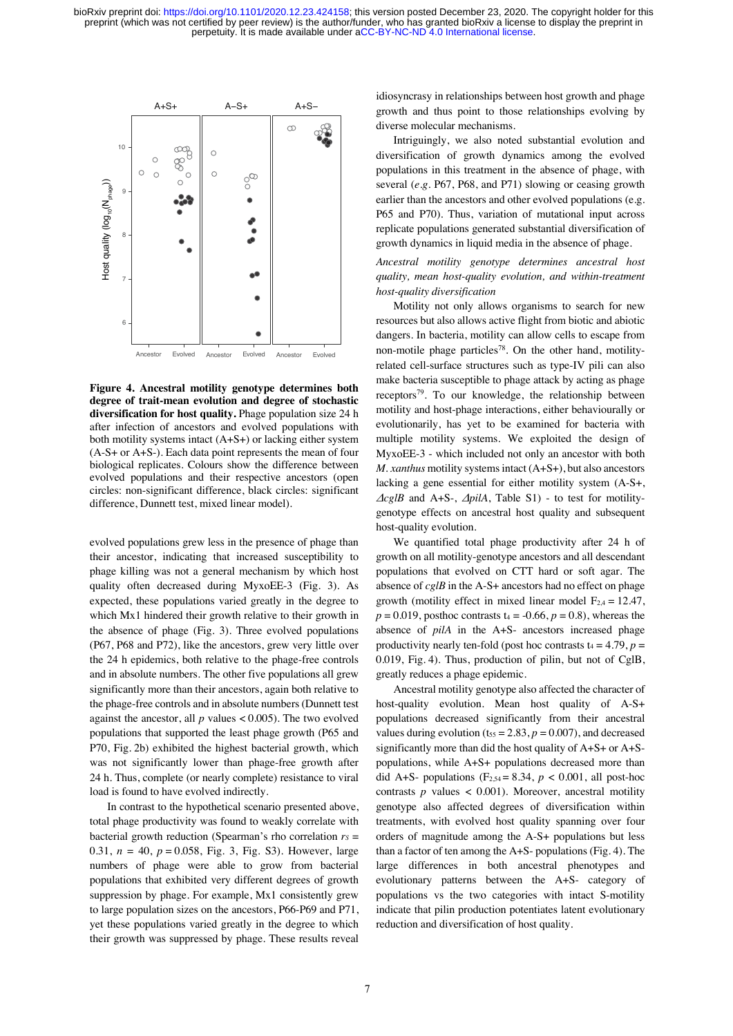**Figure 4. Ancestral motility genotype determines both degree of trait-mean evolution and degree of stochastic diversification for host quality.** Phage population size 24 h after infection of ancestors and evolved populations with both motility systems intact (A+S+) or lacking either system (A-S+ or A+S-). Each data point represents the mean of four biological replicates. Colours show the difference between evolved populations and their respective ancestors (open circles: non-significant difference, black circles: significant difference, Dunnett test, mixed linear model).

evolved populations grew less in the presence of phage than their ancestor, indicating that increased susceptibility to phage killing was not a general mechanism by which host quality often decreased during MyxoEE-3 (Fig. 3). As expected, these populations varied greatly in the degree to which Mx1 hindered their growth relative to their growth in the absence of phage (Fig. 3). Three evolved populations (P67, P68 and P72), like the ancestors, grew very little over the 24 h epidemics, both relative to the phage-free controls and in absolute numbers. The other five populations all grew significantly more than their ancestors, again both relative to the phage-free controls and in absolute numbers (Dunnett test against the ancestor, all $p$ values < 0.005). The two evolved populations that supported the least phage growth (P65 and P70, Fig. 2b) exhibited the highest bacterial growth, which was not significantly lower than phage-free growth after 24 h. Thus, complete (or nearly complete) resistance to viral load is found to have evolved indirectly.

In contrast to the hypothetical scenario presented above, total phage productivity was found to weakly correlate with bacterial growth reduction (Spearman's rho correlation $r_S$ = 0.31, $n$ = 40, $p$ = 0.058, Fig. 3, Fig. S3). However, large numbers of phage were able to grow from bacterial populations that exhibited very different degrees of growth suppression by phage. For example, Mx1 consistently grew to large population sizes on the ancestors, P66-P69 and P71, yet these populations varied greatly in the degree to which their growth was suppressed by phage. These results reveal idiosyncrasy in relationships between host growth and phage growth and thus point to those relationships evolving by diverse molecular mechanisms.

Intriguingly, we also noted substantial evolution and diversification of growth dynamics among the evolved populations in this treatment in the absence of phage, with several (*e.g.* P67, P68, and P71) slowing or ceasing growth earlier than the ancestors and other evolved populations (e.g. P65 and P70). Thus, variation of mutational input across replicate populations generated substantial diversification of growth dynamics in liquid media in the absence of phage.

*Ancestral motility genotype determines ancestral host quality, mean host-quality evolution, and within-treatment host-quality diversification*

Motility not only allows organisms to search for new resources but also allows active flight from biotic and abiotic dangers. In bacteria, motility can allow cells to escape from non-motile phage particles[78]. On the other hand, motility-related cell-surface structures such as type-IV pili can also make bacteria susceptible to phage attack by acting as phage receptors[79]. To our knowledge, the relationship between motility and host-phage interactions, either behaviourally or evolutionarily, has yet to be examined for bacteria with multiple motility systems. We exploited the design of MyxoEE-3 - which included not only an ancestor with both *M. xanthus* motility systems intact (A+S+), but also ancestors lacking a gene essential for either motility system (A-S+, *ΔcglB* and A+S-, *ΔpilA*, Table S1) - to test for motility-genotype effects on ancestral host quality and subsequent host-quality evolution.

We quantified total phage productivity after 24 h of growth on all motility-genotype ancestors and all descendant populations that evolved on CTT hard or soft agar. The absence of *cglB* in the A-S+ ancestors had no effect on phage growth (motility effect in mixed linear model $F_{2,4}$ = 12.47, $p$ = 0.019, posthoc contrasts $t_4$ = -0.66, $p$ = 0.8), whereas the absence of *pilA* in the A+S- ancestors increased phage productivity nearly ten-fold (post hoc contrasts $t_4$ = 4.79, $p$ = 0.019, Fig. 4). Thus, production of pilin, but not of CglB, greatly reduces a phage epidemic.

Ancestral motility genotype also affected the character of host-quality evolution. Mean host quality of A-S+ populations decreased significantly from their ancestral values during evolution ($t_{55}$ = 2.83, $p$ = 0.007), and decreased significantly more than did the host quality of A+S+ or A+S- populations, while A+S+ populations decreased more than did A+S- populations ($F_{2,54}$ = 8.34, $p$ < 0.001, all post-hoc contrasts $p$ values < 0.001). Moreover, ancestral motility genotype also affected degrees of diversification within treatments, with evolved host quality spanning over four orders of magnitude among the A-S+ populations but less than a factor of ten among the A+S- populations (Fig. 4). The large differences in both ancestral phenotypes and evolutionary patterns between the A+S- category of populations vs the two categories with intact S-motility indicate that pilin production potentiates latent evolutionary reduction and diversification of host quality.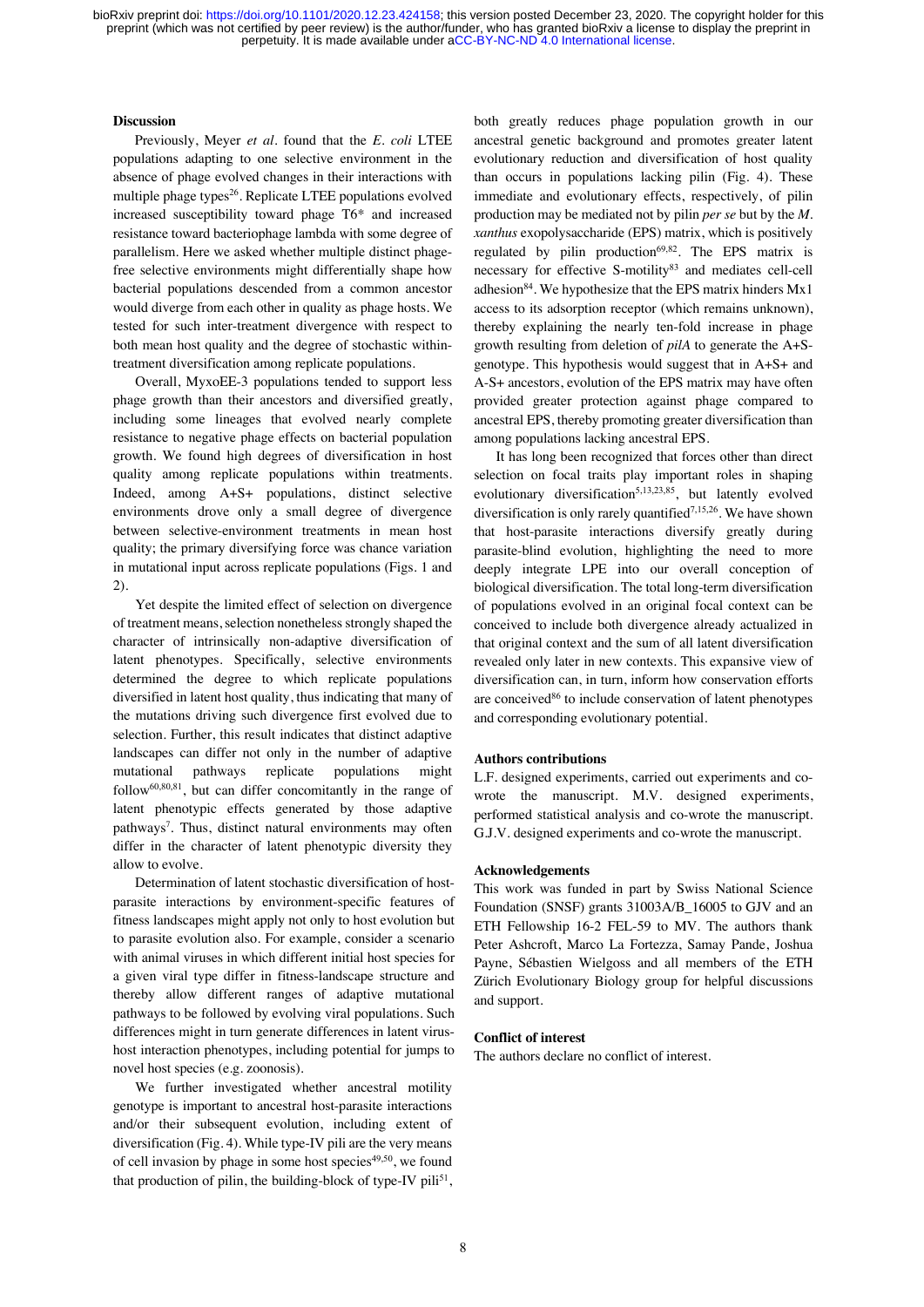## Discussion

Previously, Meyer *et al*. found that the *E. coli* LTEE populations adapting to one selective environment in the absence of phage evolved changes in their interactions with multiple phage types[26]. Replicate LTEE populations evolved increased susceptibility toward phage T6* and increased resistance toward bacteriophage lambda with some degree of parallelism. Here we asked whether multiple distinct phage-free selective environments might differentially shape how bacterial populations descended from a common ancestor would diverge from each other in quality as phage hosts. We tested for such inter-treatment divergence with respect to both mean host quality and the degree of stochastic within-treatment diversification among replicate populations.

Overall, MyxoEE-3 populations tended to support less phage growth than their ancestors and diversified greatly, including some lineages that evolved nearly complete resistance to negative phage effects on bacterial population growth. We found high degrees of diversification in host quality among replicate populations within treatments. Indeed, among A+S+ populations, distinct selective environments drove only a small degree of divergence between selective-environment treatments in mean host quality; the primary diversifying force was chance variation in mutational input across replicate populations (Figs. 1 and 2).

Yet despite the limited effect of selection on divergence of treatment means, selection nonetheless strongly shaped the character of intrinsically non-adaptive diversification of latent phenotypes. Specifically, selective environments determined the degree to which replicate populations diversified in latent host quality, thus indicating that many of the mutations driving such divergence first evolved due to selection. Further, this result indicates that distinct adaptive landscapes can differ not only in the number of adaptive mutational pathways replicate populations might follow[60,80,81], but can differ concomitantly in the range of latent phenotypic effects generated by those adaptive pathways[7]. Thus, distinct natural environments may often differ in the character of latent phenotypic diversity they allow to evolve.

Determination of latent stochastic diversification of host-parasite interactions by environment-specific features of fitness landscapes might apply not only to host evolution but to parasite evolution also. For example, consider a scenario with animal viruses in which different initial host species for a given viral type differ in fitness-landscape structure and thereby allow different ranges of adaptive mutational pathways to be followed by evolving viral populations. Such differences might in turn generate differences in latent virus-host interaction phenotypes, including potential for jumps to novel host species (e.g. zoonosis).

We further investigated whether ancestral motility genotype is important to ancestral host-parasite interactions and/or their subsequent evolution, including extent of diversification (Fig. 4). While type-IV pili are the very means of cell invasion by phage in some host species[49,50], we found that production of pilin, the building-block of type-IV pili[51], both greatly reduces phage population growth in our ancestral genetic background and promotes greater latent evolutionary reduction and diversification of host quality than occurs in populations lacking pilin (Fig. 4). These immediate and evolutionary effects, respectively, of pilin production may be mediated not by pilin *per se* but by the *M. xanthus* exopolysaccharide (EPS) matrix, which is positively regulated by pilin production[69,82]. The EPS matrix is necessary for effective S-motility[83] and mediates cell-cell adhesion[84]. We hypothesize that the EPS matrix hinders Mx1 access to its adsorption receptor (which remains unknown), thereby explaining the nearly ten-fold increase in phage growth resulting from deletion of *pilA* to generate the A+S- genotype. This hypothesis would suggest that in A+S+ and A-S+ ancestors, evolution of the EPS matrix may have often provided greater protection against phage compared to ancestral EPS, thereby promoting greater diversification than among populations lacking ancestral EPS.

It has long been recognized that forces other than direct selection on focal traits play important roles in shaping evolutionary diversification[5,13,23,85], but latently evolved diversification is only rarely quantified[7,15,26]. We have shown that host-parasite interactions diversify greatly during parasite-blind evolution, highlighting the need to more deeply integrate LPE into our overall conception of biological diversification. The total long-term diversification of populations evolved in an original focal context can be conceived to include both divergence already actualized in that original context and the sum of all latent diversification revealed only later in new contexts. This expansive view of diversification can, in turn, inform how conservation efforts are conceived[86] to include conservation of latent phenotypes and corresponding evolutionary potential.

## Authors contributions

L.F. designed experiments, carried out experiments and co-wrote the manuscript. M.V. designed experiments, performed statistical analysis and co-wrote the manuscript. G.J.V. designed experiments and co-wrote the manuscript.

## Acknowledgements

This work was funded in part by Swiss National Science Foundation (SNSF) grants 31003A/B_16005 to GJV and an ETH Fellowship 16-2 FEL-59 to MV. The authors thank Peter Ashcroft, Marco La Fortezza, Samay Pande, Joshua Payne, Sébastien Wielgoss and all members of the ETH Zürich Evolutionary Biology group for helpful discussions and support.

## Conflict of interest

The authors declare no conflict of interest.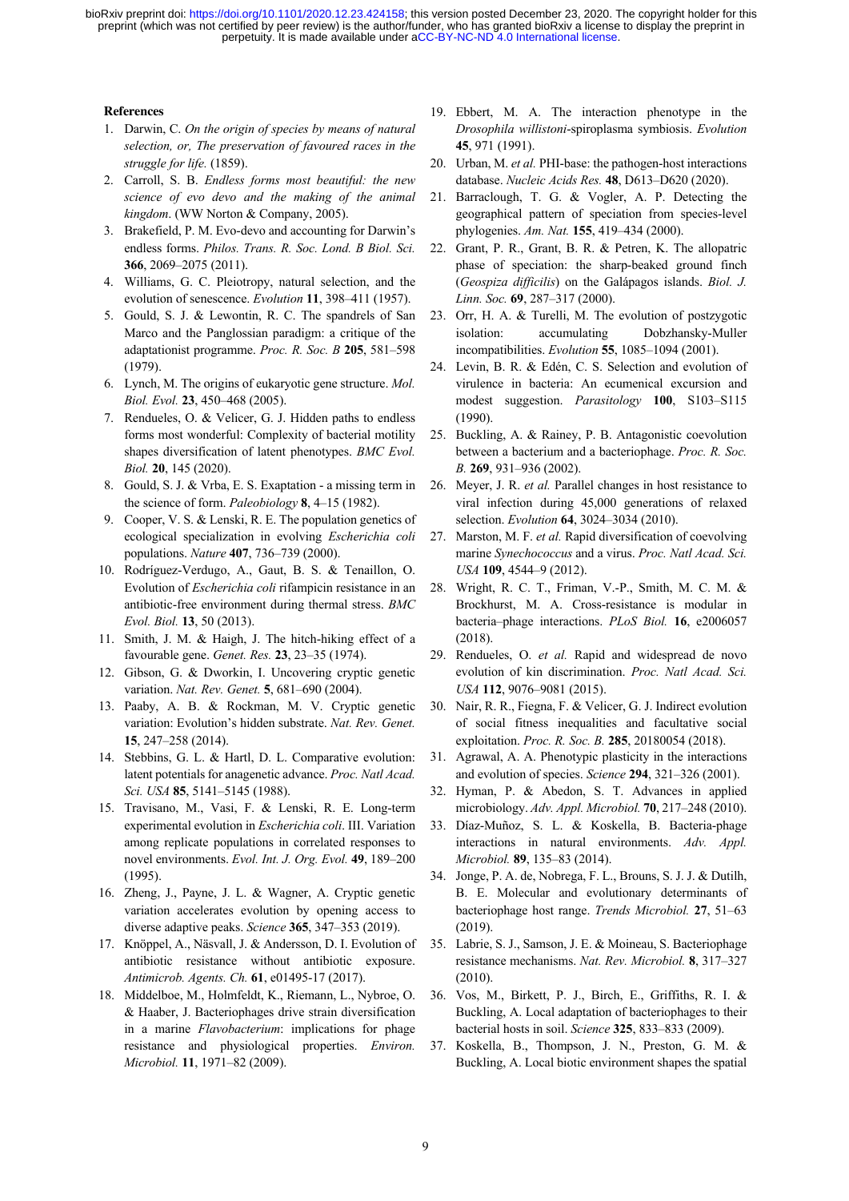## References

1. Darwin, C. *On the origin of species by means of natural selection, or, The preservation of favoured races in the struggle for life.* (1859).
2. Carroll, S. B. *Endless forms most beautiful: the new science of evo devo and the making of the animal kingdom*. (WW Norton & Company, 2005).
3. Brakefield, P. M. Evo-devo and accounting for Darwin's endless forms. *Philos. Trans. R. Soc. Lond. B Biol. Sci.* **366**, 2069–2075 (2011).
4. Williams, G. C. Pleiotropy, natural selection, and the evolution of senescence. *Evolution* **11**, 398–411 (1957).
5. Gould, S. J. & Lewontin, R. C. The spandrels of San Marco and the Panglossian paradigm: a critique of the adaptationist programme. *Proc. R. Soc. B* **205**, 581–598 (1979).
6. Lynch, M. The origins of eukaryotic gene structure. *Mol. Biol. Evol.* **23**, 450–468 (2005).
7. Rendueles, O. & Velicer, G. J. Hidden paths to endless forms most wonderful: Complexity of bacterial motility shapes diversification of latent phenotypes. *BMC Evol. Biol.* **20**, 145 (2020).
8. Gould, S. J. & Vrba, E. S. Exaptation - a missing term in the science of form. *Paleobiology* **8**, 4–15 (1982).
9. Cooper, V. S. & Lenski, R. E. The population genetics of ecological specialization in evolving *Escherichia coli* populations. *Nature* **407**, 736–739 (2000).
10. Rodríguez-Verdugo, A., Gaut, B. S. & Tenaillon, O. Evolution of *Escherichia coli* rifampicin resistance in an antibiotic-free environment during thermal stress. *BMC Evol. Biol.* **13**, 50 (2013).
11. Smith, J. M. & Haigh, J. The hitch-hiking effect of a favourable gene. *Genet. Res.* **23**, 23–35 (1974).
12. Gibson, G. & Dworkin, I. Uncovering cryptic genetic variation. *Nat. Rev. Genet.* **5**, 681–690 (2004).
13. Paaby, A. B. & Rockman, M. V. Cryptic genetic variation: Evolution's hidden substrate. *Nat. Rev. Genet.* **15**, 247–258 (2014).
14. Stebbins, G. L. & Hartl, D. L. Comparative evolution: latent potentials for anagenetic advance. *Proc. Natl Acad. Sci. USA* **85**, 5141–5145 (1988).
15. Travisano, M., Vasi, F. & Lenski, R. E. Long-term experimental evolution in *Escherichia coli*. III. Variation among replicate populations in correlated responses to novel environments. *Evol. Int. J. Org. Evol.* **49**, 189–200 (1995).
16. Zheng, J., Payne, J. L. & Wagner, A. Cryptic genetic variation accelerates evolution by opening access to diverse adaptive peaks. *Science* **365**, 347–353 (2019).
17. Knöppel, A., Näsvall, J. & Andersson, D. I. Evolution of antibiotic resistance without antibiotic exposure. *Antimicrob. Agents. Ch.* **61**, e01495-17 (2017).
18. Middelboe, M., Holmfeldt, K., Riemann, L., Nybroe, O. & Haaber, J. Bacteriophages drive strain diversification in a marine *Flavobacterium*: implications for phage resistance and physiological properties. *Environ. Microbiol.* **11**, 1971–82 (2009).
19. Ebbert, M. A. The interaction phenotype in the *Drosophila willistoni*-spiroplasma symbiosis. *Evolution* **45**, 971 (1991).
20. Urban, M. *et al.* PHI-base: the pathogen-host interactions database. *Nucleic Acids Res.* **48**, D613–D620 (2020).
21. Barraclough, T. G. & Vogler, A. P. Detecting the geographical pattern of speciation from species-level phylogenies. *Am. Nat.* **155**, 419–434 (2000).
22. Grant, P. R., Grant, B. R. & Petren, K. The allopatric phase of speciation: the sharp-beaked ground finch (*Geospiza difficilis*) on the Galápagos islands. *Biol. J. Linn. Soc.* **69**, 287–317 (2000).
23. Orr, H. A. & Turelli, M. The evolution of postzygotic isolation: accumulating Dobzhansky-Muller incompatibilities. *Evolution* **55**, 1085–1094 (2001).
24. Levin, B. R. & Edén, C. S. Selection and evolution of virulence in bacteria: An ecumenical excursion and modest suggestion. *Parasitology* **100**, S103–S115 (1990).
25. Buckling, A. & Rainey, P. B. Antagonistic coevolution between a bacterium and a bacteriophage. *Proc. R. Soc. B.* **269**, 931–936 (2002).
26. Meyer, J. R. *et al.* Parallel changes in host resistance to viral infection during 45,000 generations of relaxed selection. *Evolution* **64**, 3024–3034 (2010).
27. Marston, M. F. *et al.* Rapid diversification of coevolving marine *Synechococcus* and a virus. *Proc. Natl Acad. Sci. USA* **109**, 4544–9 (2012).
28. Wright, R. C. T., Friman, V.-P., Smith, M. C. M. & Brockhurst, M. A. Cross-resistance is modular in bacteria–phage interactions. *PLoS Biol.* **16**, e2006057 (2018).
29. Rendueles, O. *et al.* Rapid and widespread de novo evolution of kin discrimination. *Proc. Natl Acad. Sci. USA* **112**, 9076–9081 (2015).
30. Nair, R. R., Fiegna, F. & Velicer, G. J. Indirect evolution of social fitness inequalities and facultative social exploitation. *Proc. R. Soc. B.* **285**, 20180054 (2018).
31. Agrawal, A. A. Phenotypic plasticity in the interactions and evolution of species. *Science* **294**, 321–326 (2001).
32. Hyman, P. & Abedon, S. T. Advances in applied microbiology. *Adv. Appl. Microbiol.* **70**, 217–248 (2010).
33. Díaz-Muñoz, S. L. & Koskella, B. Bacteria-phage interactions in natural environments. *Adv. Appl. Microbiol.* **89**, 135–83 (2014).
34. Jonge, P. A. de, Nobrega, F. L., Brouns, S. J. J. & Dutilh, B. E. Molecular and evolutionary determinants of bacteriophage host range. *Trends Microbiol.* **27**, 51–63 (2019).
35. Labrie, S. J., Samson, J. E. & Moineau, S. Bacteriophage resistance mechanisms. *Nat. Rev. Microbiol.* **8**, 317–327 (2010).
36. Vos, M., Birkett, P. J., Birch, E., Griffiths, R. I. & Buckling, A. Local adaptation of bacteriophages to their bacterial hosts in soil. *Science* **325**, 833–833 (2009).
37. Koskella, B., Thompson, J. N., Preston, G. M. & Buckling, A. Local biotic environment shapes the spatial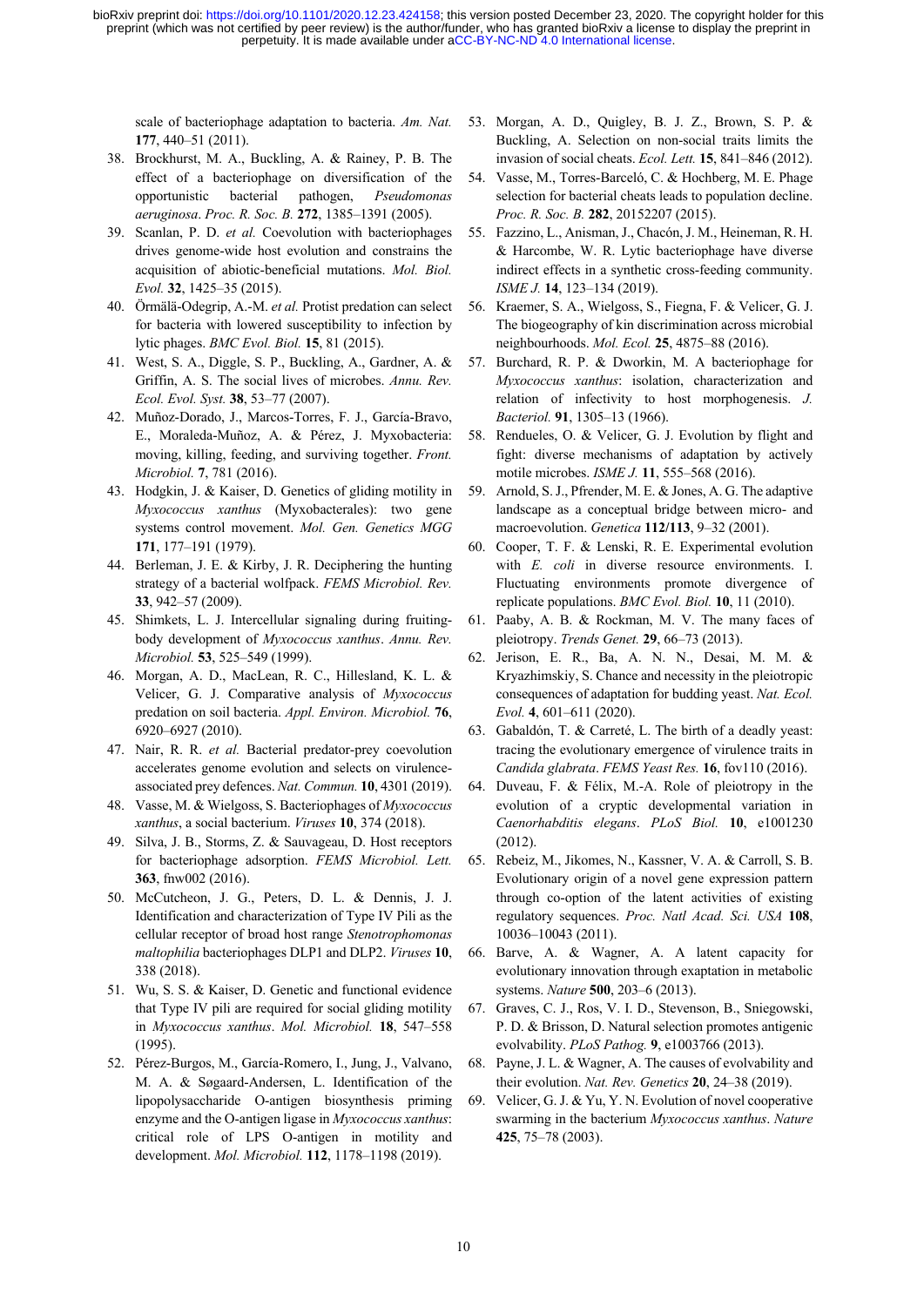scale of bacteriophage adaptation to bacteria. *Am. Nat.* **177**, 440–51 (2011).

38. Brockhurst, M. A., Buckling, A. & Rainey, P. B. The effect of a bacteriophage on diversification of the opportunistic bacterial pathogen, *Pseudomonas aeruginosa*. *Proc. R. Soc. B.* **272**, 1385–1391 (2005).
39. Scanlan, P. D. *et al.* Coevolution with bacteriophages drives genome-wide host evolution and constrains the acquisition of abiotic-beneficial mutations. *Mol. Biol. Evol.* **32**, 1425–35 (2015).
40. Örmälä-Odegrip, A.-M. *et al.* Protist predation can select for bacteria with lowered susceptibility to infection by lytic phages. *BMC Evol. Biol.* **15**, 81 (2015).
41. West, S. A., Diggle, S. P., Buckling, A., Gardner, A. & Griffin, A. S. The social lives of microbes. *Annu. Rev. Ecol. Evol. Syst.* **38**, 53–77 (2007).
42. Muñoz-Dorado, J., Marcos-Torres, F. J., García-Bravo, E., Moraleda-Muñoz, A. & Pérez, J. Myxobacteria: moving, killing, feeding, and surviving together. *Front. Microbiol.* **7**, 781 (2016).
43. Hodgkin, J. & Kaiser, D. Genetics of gliding motility in *Myxococcus xanthus* (Myxobacterales): two gene systems control movement. *Mol. Gen. Genetics MGG* **171**, 177–191 (1979).
44. Berleman, J. E. & Kirby, J. R. Deciphering the hunting strategy of a bacterial wolfpack. *FEMS Microbiol. Rev.* **33**, 942–57 (2009).
45. Shimkets, L. J. Intercellular signaling during fruiting-body development of *Myxococcus xanthus*. *Annu. Rev. Microbiol.* **53**, 525–549 (1999).
46. Morgan, A. D., MacLean, R. C., Hillesland, K. L. & Velicer, G. J. Comparative analysis of *Myxococcus* predation on soil bacteria. *Appl. Environ. Microbiol.* **76**, 6920–6927 (2010).
47. Nair, R. R. *et al.* Bacterial predator-prey coevolution accelerates genome evolution and selects on virulence-associated prey defences. *Nat. Commun.* **10**, 4301 (2019).
48. Vasse, M. & Wielgoss, S. Bacteriophages of *Myxococcus xanthus*, a social bacterium. *Viruses* **10**, 374 (2018).
49. Silva, J. B., Storms, Z. & Sauvageau, D. Host receptors for bacteriophage adsorption. *FEMS Microbiol. Lett.* **363**, fnw002 (2016).
50. McCutcheon, J. G., Peters, D. L. & Dennis, J. J. Identification and characterization of Type IV Pili as the cellular receptor of broad host range *Stenotrophomonas maltophilia* bacteriophages DLP1 and DLP2. *Viruses* **10**, 338 (2018).
51. Wu, S. S. & Kaiser, D. Genetic and functional evidence that Type IV pili are required for social gliding motility in *Myxococcus xanthus*. *Mol. Microbiol.* **18**, 547–558 (1995).
52. Pérez-Burgos, M., García-Romero, I., Jung, J., Valvano, M. A. & Søgaard-Andersen, L. Identification of the lipopolysaccharide O-antigen biosynthesis priming enzyme and the O-antigen ligase in *Myxococcus xanthus*: critical role of LPS O-antigen in motility and development. *Mol. Microbiol.* **112**, 1178–1198 (2019).
53. Morgan, A. D., Quigley, B. J. Z., Brown, S. P. & Buckling, A. Selection on non-social traits limits the invasion of social cheats. *Ecol. Lett.* **15**, 841–846 (2012).
54. Vasse, M., Torres-Barceló, C. & Hochberg, M. E. Phage selection for bacterial cheats leads to population decline. *Proc. R. Soc. B.* **282**, 20152207 (2015).
55. Fazzino, L., Anisman, J., Chacón, J. M., Heineman, R. H. & Harcombe, W. R. Lytic bacteriophage have diverse indirect effects in a synthetic cross-feeding community. *ISME J.* **14**, 123–134 (2019).
56. Kraemer, S. A., Wielgoss, S., Fiegna, F. & Velicer, G. J. The biogeography of kin discrimination across microbial neighbourhoods. *Mol. Ecol.* **25**, 4875–88 (2016).
57. Burchard, R. P. & Dworkin, M. A bacteriophage for *Myxococcus xanthus*: isolation, characterization and relation of infectivity to host morphogenesis. *J. Bacteriol.* **91**, 1305–13 (1966).
58. Rendueles, O. & Velicer, G. J. Evolution by flight and fight: diverse mechanisms of adaptation by actively motile microbes. *ISME J.* **11**, 555–568 (2016).
59. Arnold, S. J., Pfrender, M. E. & Jones, A. G. The adaptive landscape as a conceptual bridge between micro- and macroevolution. *Genetica* **112/113**, 9–32 (2001).
60. Cooper, T. F. & Lenski, R. E. Experimental evolution with *E. coli* in diverse resource environments. I. Fluctuating environments promote divergence of replicate populations. *BMC Evol. Biol.* **10**, 11 (2010).
61. Paaby, A. B. & Rockman, M. V. The many faces of pleiotropy. *Trends Genet.* **29**, 66–73 (2013).
62. Jerison, E. R., Ba, A. N. N., Desai, M. M. & Kryazhimskiy, S. Chance and necessity in the pleiotropic consequences of adaptation for budding yeast. *Nat. Ecol. Evol.* **4**, 601–611 (2020).
63. Gabaldón, T. & Carreté, L. The birth of a deadly yeast: tracing the evolutionary emergence of virulence traits in *Candida glabrata*. *FEMS Yeast Res.* **16**, fov110 (2016).
64. Duveau, F. & Félix, M.-A. Role of pleiotropy in the evolution of a cryptic developmental variation in *Caenorhabditis elegans*. *PLoS Biol.* **10**, e1001230 (2012).
65. Rebeiz, M., Jikomes, N., Kassner, V. A. & Carroll, S. B. Evolutionary origin of a novel gene expression pattern through co-option of the latent activities of existing regulatory sequences. *Proc. Natl Acad. Sci. USA* **108**, 10036–10043 (2011).
66. Barve, A. & Wagner, A. A latent capacity for evolutionary innovation through exaptation in metabolic systems. *Nature* **500**, 203–6 (2013).
67. Graves, C. J., Ros, V. I. D., Stevenson, B., Sniegowski, P. D. & Brisson, D. Natural selection promotes antigenic evolvability. *PLoS Pathog.* **9**, e1003766 (2013).
68. Payne, J. L. & Wagner, A. The causes of evolvability and their evolution. *Nat. Rev. Genetics* **20**, 24–38 (2019).
69. Velicer, G. J. & Yu, Y. N. Evolution of novel cooperative swarming in the bacterium *Myxococcus xanthus*. *Nature* **425**, 75–78 (2003).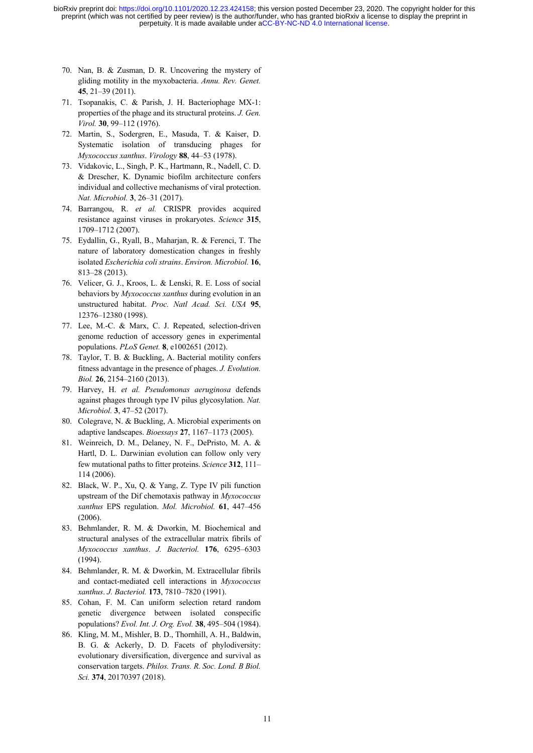70. Nan, B. & Zusman, D. R. Uncovering the mystery of gliding motility in the myxobacteria. *Annu. Rev. Genet.* **45**, 21–39 (2011).
71. Tsopanakis, C. & Parish, J. H. Bacteriophage MX-1: properties of the phage and its structural proteins. *J. Gen. Virol.* **30**, 99–112 (1976).
72. Martin, S., Sodergren, E., Masuda, T. & Kaiser, D. Systematic isolation of transducing phages for *Myxococcus xanthus*. *Virology* **88**, 44–53 (1978).
73. Vidakovic, L., Singh, P. K., Hartmann, R., Nadell, C. D. & Drescher, K. Dynamic biofilm architecture confers individual and collective mechanisms of viral protection. *Nat. Microbiol.* **3**, 26–31 (2017).
74. Barrangou, R. *et al.* CRISPR provides acquired resistance against viruses in prokaryotes. *Science* **315**, 1709–1712 (2007).
75. Eydallin, G., Ryall, B., Maharjan, R. & Ferenci, T. The nature of laboratory domestication changes in freshly isolated *Escherichia coli strains*. *Environ. Microbiol.* **16**, 813–28 (2013).
76. Velicer, G. J., Kroos, L. & Lenski, R. E. Loss of social behaviors by *Myxococcus xanthus* during evolution in an unstructured habitat. *Proc. Natl Acad. Sci. USA* **95**, 12376–12380 (1998).
77. Lee, M.-C. & Marx, C. J. Repeated, selection-driven genome reduction of accessory genes in experimental populations. *PLoS Genet.* **8**, e1002651 (2012).
78. Taylor, T. B. & Buckling, A. Bacterial motility confers fitness advantage in the presence of phages. *J. Evolution. Biol.* **26**, 2154–2160 (2013).
79. Harvey, H. *et al. Pseudomonas aeruginosa* defends against phages through type IV pilus glycosylation. *Nat. Microbiol.* **3**, 47–52 (2017).
80. Colegrave, N. & Buckling, A. Microbial experiments on adaptive landscapes. *Bioessays* **27**, 1167–1173 (2005).
81. Weinreich, D. M., Delaney, N. F., DePristo, M. A. & Hartl, D. L. Darwinian evolution can follow only very few mutational paths to fitter proteins. *Science* **312**, 111–114 (2006).
82. Black, W. P., Xu, Q. & Yang, Z. Type IV pili function upstream of the Dif chemotaxis pathway in *Myxococcus xanthus* EPS regulation. *Mol. Microbiol.* **61**, 447–456 (2006).
83. Behmlander, R. M. & Dworkin, M. Biochemical and structural analyses of the extracellular matrix fibrils of *Myxococcus xanthus*. *J. Bacteriol.* **176**, 6295–6303 (1994).
84. Behmlander, R. M. & Dworkin, M. Extracellular fibrils and contact-mediated cell interactions in *Myxococcus xanthus*. *J. Bacteriol.* **173**, 7810–7820 (1991).
85. Cohan, F. M. Can uniform selection retard random genetic divergence between isolated conspecific populations? *Evol. Int. J. Org. Evol.* **38**, 495–504 (1984).
86. Kling, M. M., Mishler, B. D., Thornhill, A. H., Baldwin, B. G. & Ackerly, D. D. Facets of phylodiversity: evolutionary diversification, divergence and survival as conservation targets. *Philos. Trans. R. Soc. Lond. B Biol. Sci.* **374**, 20170397 (2018).